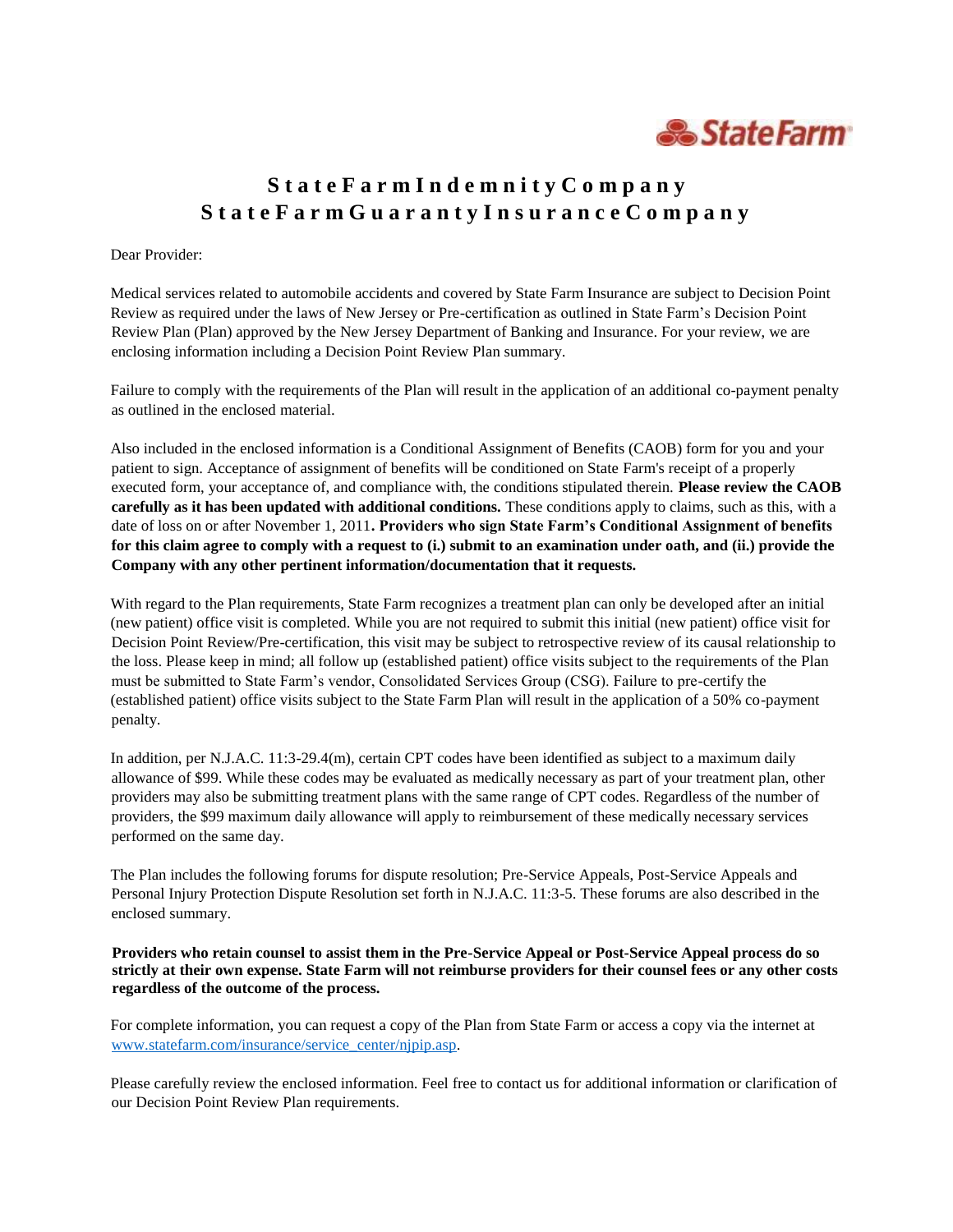# State Farm Indemnity Company
# State Farm Guaranty Insurance Company

Dear Provider:

Medical services related to automobile accidents and covered by State Farm Insurance are subject to Decision Point Review as required under the laws of New Jersey or Pre-certification as outlined in State Farm's Decision Point Review Plan (Plan) approved by the New Jersey Department of Banking and Insurance. For your review, we are enclosing information including a Decision Point Review Plan summary.

Failure to comply with the requirements of the Plan will result in the application of an additional co-payment penalty as outlined in the enclosed material.

Also included in the enclosed information is a Conditional Assignment of Benefits (CAOB) form for you and your patient to sign. Acceptance of assignment of benefits will be conditioned on State Farm's receipt of a properly executed form, your acceptance of, and compliance with, the conditions stipulated therein. **Please review the CAOB carefully as it has been updated with additional conditions.** These conditions apply to claims, such as this, with a date of loss on or after November 1, 2011**. Providers who sign State Farm's Conditional Assignment of benefits for this claim agree to comply with a request to (i.) submit to an examination under oath, and (ii.) provide the Company with any other pertinent information/documentation that it requests.**

With regard to the Plan requirements, State Farm recognizes a treatment plan can only be developed after an initial (new patient) office visit is completed. While you are not required to submit this initial (new patient) office visit for Decision Point Review/Pre-certification, this visit may be subject to retrospective review of its causal relationship to the loss. Please keep in mind; all follow up (established patient) office visits subject to the requirements of the Plan must be submitted to State Farm's vendor, Consolidated Services Group (CSG). Failure to pre-certify the (established patient) office visits subject to the State Farm Plan will result in the application of a 50% co-payment penalty.

In addition, per N.J.A.C. 11:3-29.4(m), certain CPT codes have been identified as subject to a maximum daily allowance of $99. While these codes may be evaluated as medically necessary as part of your treatment plan, other providers may also be submitting treatment plans with the same range of CPT codes. Regardless of the number of providers, the $99 maximum daily allowance will apply to reimbursement of these medically necessary services performed on the same day.

The Plan includes the following forums for dispute resolution; Pre-Service Appeals, Post-Service Appeals and Personal Injury Protection Dispute Resolution set forth in N.J.A.C. 11:3-5. These forums are also described in the enclosed summary.

**Providers who retain counsel to assist them in the Pre-Service Appeal or Post-Service Appeal process do so strictly at their own expense. State Farm will not reimburse providers for their counsel fees or any other costs regardless of the outcome of the process.**

For complete information, you can request a copy of the Plan from State Farm or access a copy via the internet at www.statefarm.com/insurance/service_center/njpip.asp.

Please carefully review the enclosed information. Feel free to contact us for additional information or clarification of our Decision Point Review Plan requirements.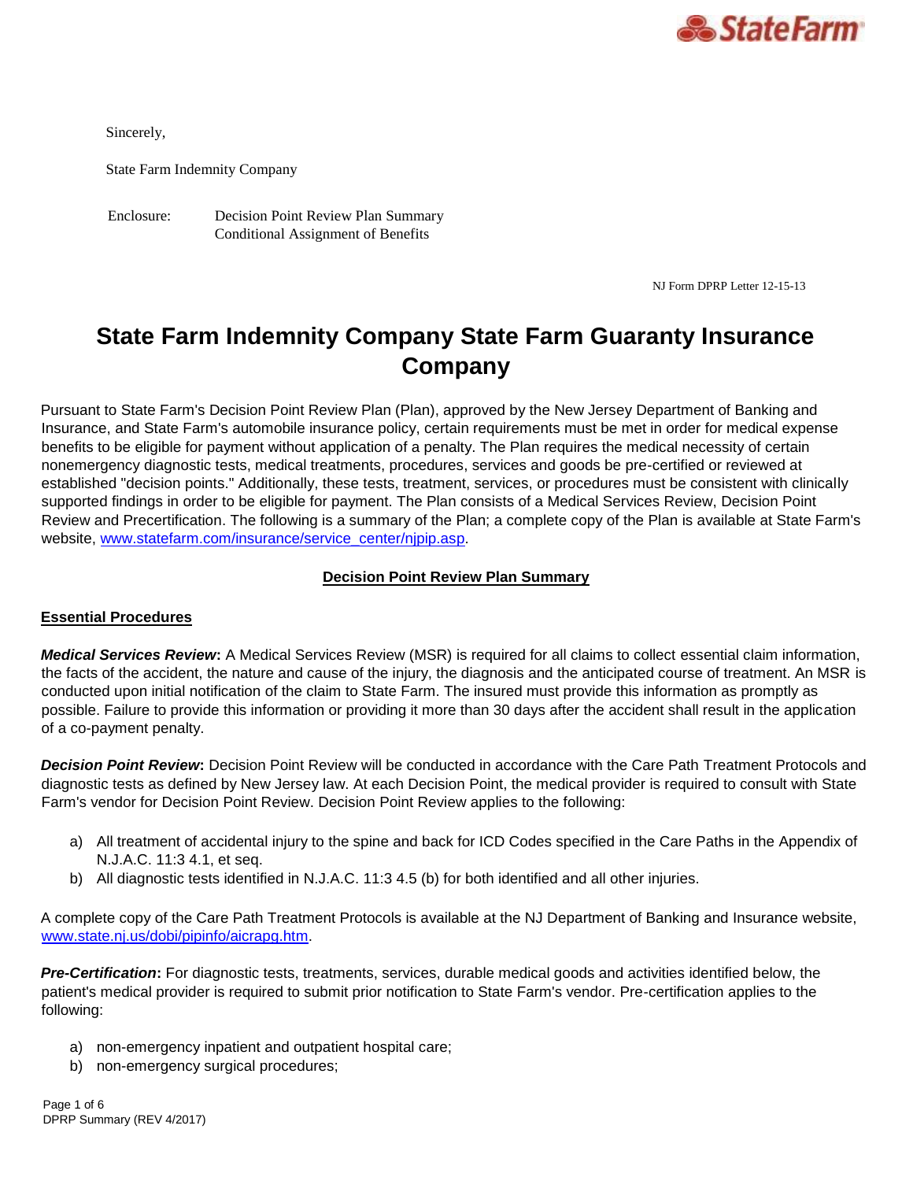Sincerely,

State Farm Indemnity Company

Enclosure: Decision Point Review Plan Summary
Conditional Assignment of Benefits

NJ Form DPRP Letter 12-15-13

# State Farm Indemnity Company State Farm Guaranty Insurance Company

Pursuant to State Farm's Decision Point Review Plan (Plan), approved by the New Jersey Department of Banking and Insurance, and State Farm's automobile insurance policy, certain requirements must be met in order for medical expense benefits to be eligible for payment without application of a penalty. The Plan requires the medical necessity of certain nonemergency diagnostic tests, medical treatments, procedures, services and goods be pre-certified or reviewed at established "decision points." Additionally, these tests, treatment, services, or procedures must be consistent with clinically supported findings in order to be eligible for payment. The Plan consists of a Medical Services Review, Decision Point Review and Precertification. The following is a summary of the Plan; a complete copy of the Plan is available at State Farm's website, www.statefarm.com/insurance/service_center/njpip.asp.

## Decision Point Review Plan Summary

### Essential Procedures

***Medical Services Review*:** A Medical Services Review (MSR) is required for all claims to collect essential claim information, the facts of the accident, the nature and cause of the injury, the diagnosis and the anticipated course of treatment. An MSR is conducted upon initial notification of the claim to State Farm. The insured must provide this information as promptly as possible. Failure to provide this information or providing it more than 30 days after the accident shall result in the application of a co-payment penalty.

***Decision Point Review*:** Decision Point Review will be conducted in accordance with the Care Path Treatment Protocols and diagnostic tests as defined by New Jersey law. At each Decision Point, the medical provider is required to consult with State Farm's vendor for Decision Point Review. Decision Point Review applies to the following:

a) All treatment of accidental injury to the spine and back for ICD Codes specified in the Care Paths in the Appendix of N.J.A.C. 11:3 4.1, et seq.
b) All diagnostic tests identified in N.J.A.C. 11:3 4.5 (b) for both identified and all other injuries.

A complete copy of the Care Path Treatment Protocols is available at the NJ Department of Banking and Insurance website, www.state.nj.us/dobi/pipinfo/aicrapg.htm.

***Pre-Certification*:** For diagnostic tests, treatments, services, durable medical goods and activities identified below, the patient's medical provider is required to submit prior notification to State Farm's vendor. Pre-certification applies to the following:

a) non-emergency inpatient and outpatient hospital care;
b) non-emergency surgical procedures;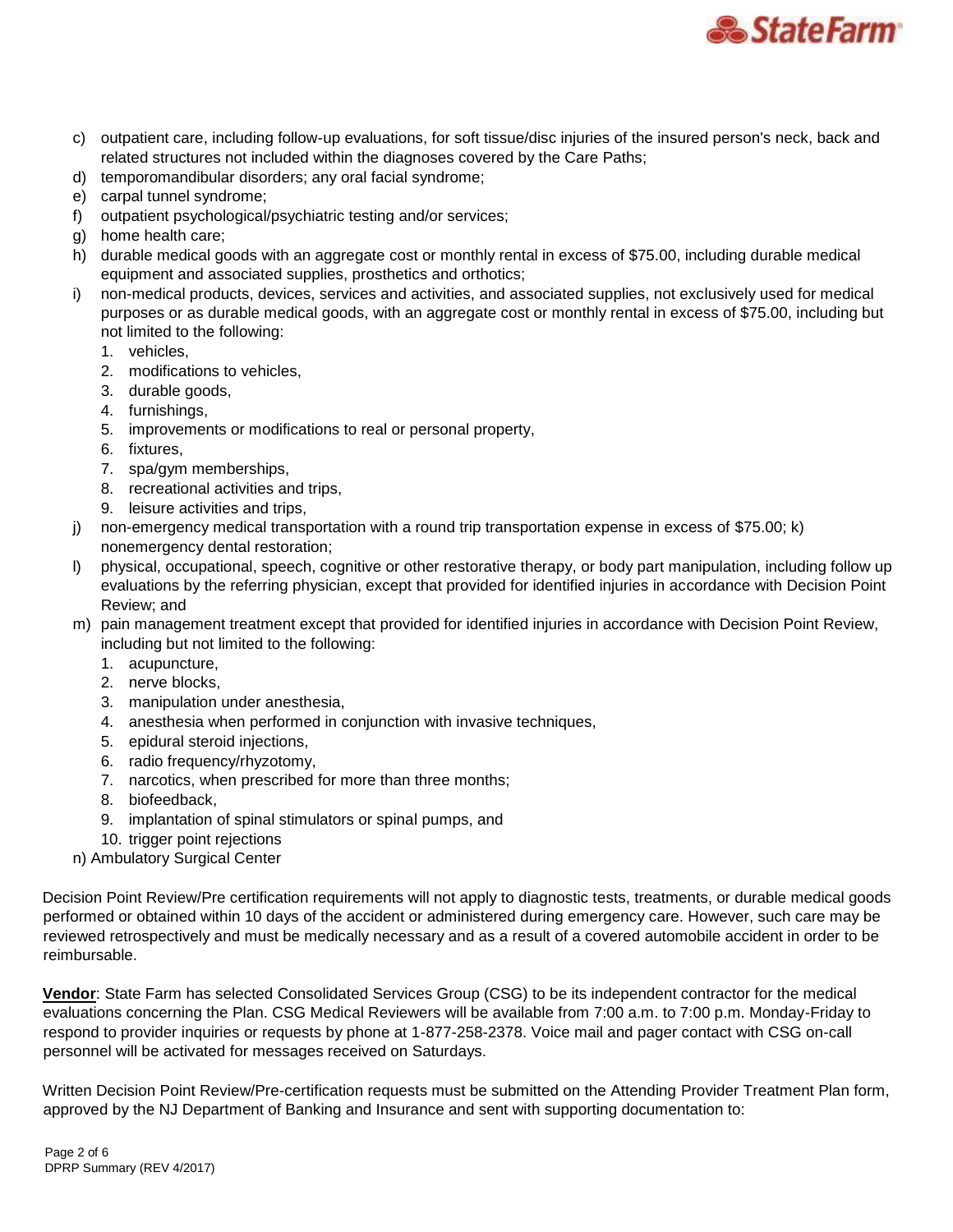c) outpatient care, including follow-up evaluations, for soft tissue/disc injuries of the insured person's neck, back and related structures not included within the diagnoses covered by the Care Paths;
d) temporomandibular disorders; any oral facial syndrome;
e) carpal tunnel syndrome;
f) outpatient psychological/psychiatric testing and/or services;
g) home health care;
h) durable medical goods with an aggregate cost or monthly rental in excess of $75.00, including durable medical equipment and associated supplies, prosthetics and orthotics;
i) non-medical products, devices, services and activities, and associated supplies, not exclusively used for medical purposes or as durable medical goods, with an aggregate cost or monthly rental in excess of $75.00, including but not limited to the following:
   1. vehicles,
   2. modifications to vehicles,
   3. durable goods,
   4. furnishings,
   5. improvements or modifications to real or personal property,
   6. fixtures,
   7. spa/gym memberships,
   8. recreational activities and trips,
   9. leisure activities and trips,
j) non-emergency medical transportation with a round trip transportation expense in excess of $75.00; k) nonemergency dental restoration;
l) physical, occupational, speech, cognitive or other restorative therapy, or body part manipulation, including follow up evaluations by the referring physician, except that provided for identified injuries in accordance with Decision Point Review; and
m) pain management treatment except that provided for identified injuries in accordance with Decision Point Review, including but not limited to the following:
   1. acupuncture,
   2. nerve blocks,
   3. manipulation under anesthesia,
   4. anesthesia when performed in conjunction with invasive techniques,
   5. epidural steroid injections,
   6. radio frequency/rhyzotomy,
   7. narcotics, when prescribed for more than three months;
   8. biofeedback,
   9. implantation of spinal stimulators or spinal pumps, and
   10. trigger point rejections
n) Ambulatory Surgical Center

Decision Point Review/Pre certification requirements will not apply to diagnostic tests, treatments, or durable medical goods performed or obtained within 10 days of the accident or administered during emergency care. However, such care may be reviewed retrospectively and must be medically necessary and as a result of a covered automobile accident in order to be reimbursable.

**Vendor**: State Farm has selected Consolidated Services Group (CSG) to be its independent contractor for the medical evaluations concerning the Plan. CSG Medical Reviewers will be available from 7:00 a.m. to 7:00 p.m. Monday-Friday to respond to provider inquiries or requests by phone at 1-877-258-2378. Voice mail and pager contact with CSG on-call personnel will be activated for messages received on Saturdays.

Written Decision Point Review/Pre-certification requests must be submitted on the Attending Provider Treatment Plan form, approved by the NJ Department of Banking and Insurance and sent with supporting documentation to:

DPRP Summary (REV 4/2017)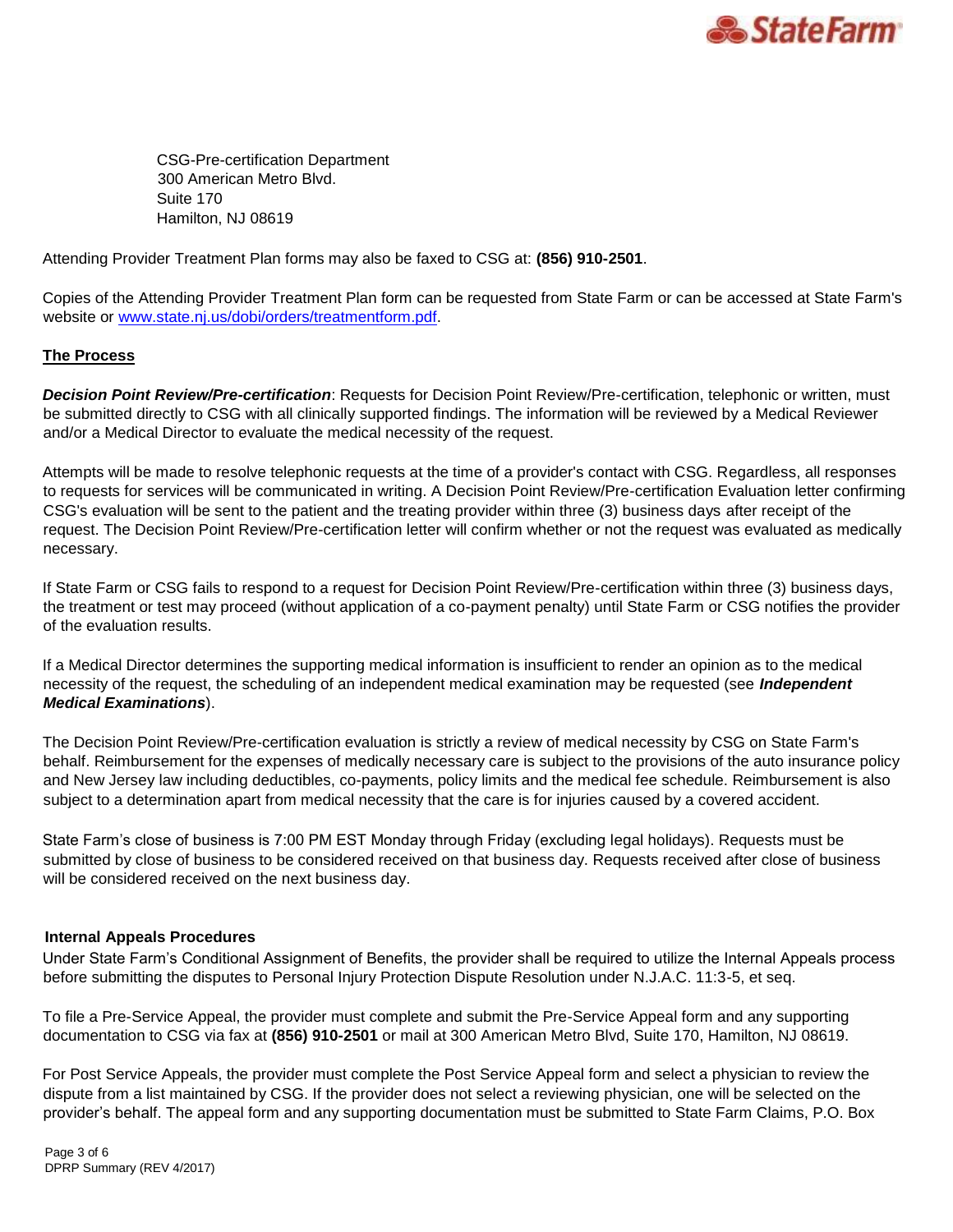CSG-Pre-certification Department
300 American Metro Blvd.
Suite 170
Hamilton, NJ 08619

Attending Provider Treatment Plan forms may also be faxed to CSG at: **(856) 910-2501**.

Copies of the Attending Provider Treatment Plan form can be requested from State Farm or can be accessed at State Farm's website or [www.state.nj.us/dobi/orders/treatmentform.pdf](www.state.nj.us/dobi/orders/treatmentform.pdf).

## The Process

***Decision Point Review/Pre-certification***: Requests for Decision Point Review/Pre-certification, telephonic or written, must be submitted directly to CSG with all clinically supported findings. The information will be reviewed by a Medical Reviewer and/or a Medical Director to evaluate the medical necessity of the request.

Attempts will be made to resolve telephonic requests at the time of a provider's contact with CSG. Regardless, all responses to requests for services will be communicated in writing. A Decision Point Review/Pre-certification Evaluation letter confirming CSG's evaluation will be sent to the patient and the treating provider within three (3) business days after receipt of the request. The Decision Point Review/Pre-certification letter will confirm whether or not the request was evaluated as medically necessary.

If State Farm or CSG fails to respond to a request for Decision Point Review/Pre-certification within three (3) business days, the treatment or test may proceed (without application of a co-payment penalty) until State Farm or CSG notifies the provider of the evaluation results.

If a Medical Director determines the supporting medical information is insufficient to render an opinion as to the medical necessity of the request, the scheduling of an independent medical examination may be requested (see ***Independent Medical Examinations***).

The Decision Point Review/Pre-certification evaluation is strictly a review of medical necessity by CSG on State Farm's behalf. Reimbursement for the expenses of medically necessary care is subject to the provisions of the auto insurance policy and New Jersey law including deductibles, co-payments, policy limits and the medical fee schedule. Reimbursement is also subject to a determination apart from medical necessity that the care is for injuries caused by a covered accident.

State Farm's close of business is 7:00 PM EST Monday through Friday (excluding legal holidays). Requests must be submitted by close of business to be considered received on that business day. Requests received after close of business will be considered received on the next business day.

### Internal Appeals Procedures

Under State Farm's Conditional Assignment of Benefits, the provider shall be required to utilize the Internal Appeals process before submitting the disputes to Personal Injury Protection Dispute Resolution under N.J.A.C. 11:3-5, et seq.

To file a Pre-Service Appeal, the provider must complete and submit the Pre-Service Appeal form and any supporting documentation to CSG via fax at **(856) 910-2501** or mail at 300 American Metro Blvd, Suite 170, Hamilton, NJ 08619.

For Post Service Appeals, the provider must complete the Post Service Appeal form and select a physician to review the dispute from a list maintained by CSG. If the provider does not select a reviewing physician, one will be selected on the provider's behalf. The appeal form and any supporting documentation must be submitted to State Farm Claims, P.O. Box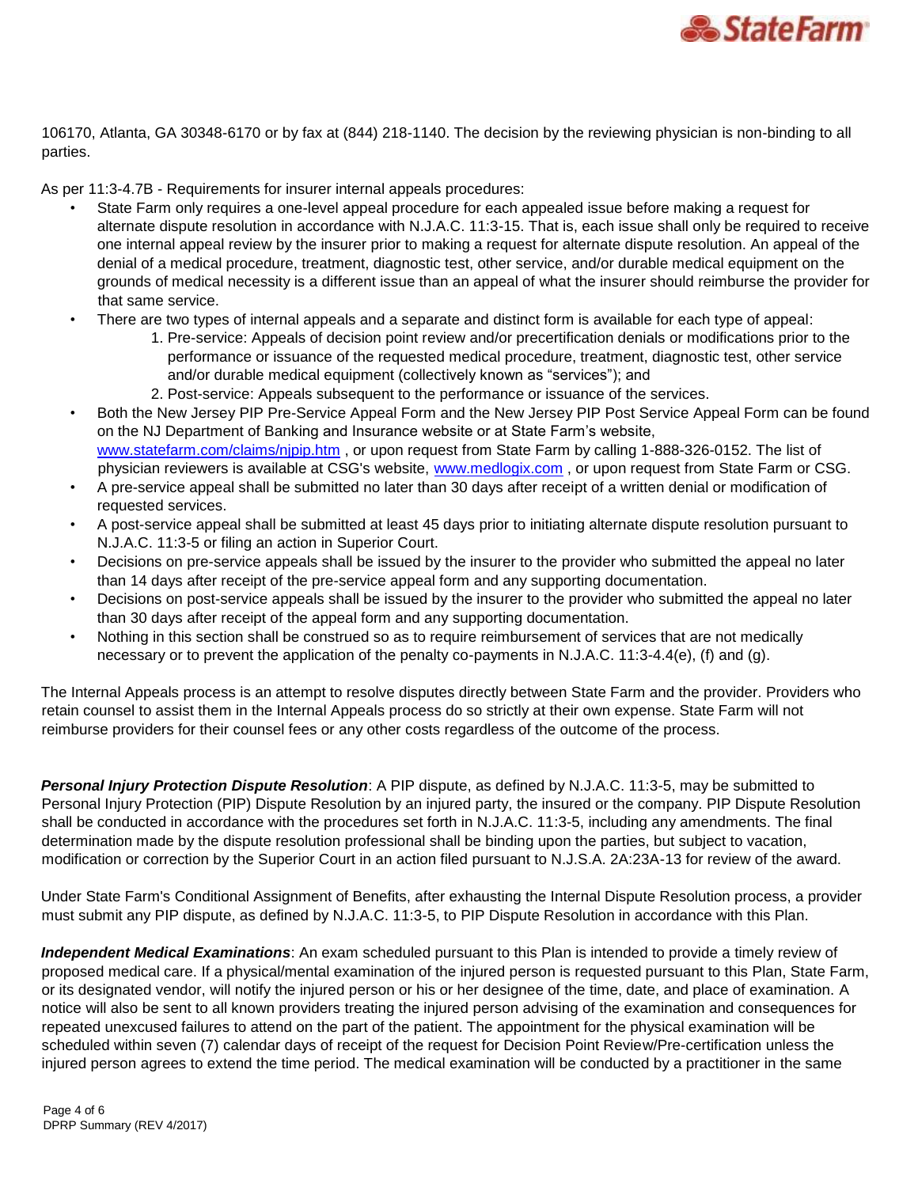106170, Atlanta, GA 30348-6170 or by fax at (844) 218-1140. The decision by the reviewing physician is non-binding to all parties.

As per 11:3-4.7B - Requirements for insurer internal appeals procedures:

- State Farm only requires a one-level appeal procedure for each appealed issue before making a request for alternate dispute resolution in accordance with N.J.A.C. 11:3-15. That is, each issue shall only be required to receive one internal appeal review by the insurer prior to making a request for alternate dispute resolution. An appeal of the denial of a medical procedure, treatment, diagnostic test, other service, and/or durable medical equipment on the grounds of medical necessity is a different issue than an appeal of what the insurer should reimburse the provider for that same service.
- There are two types of internal appeals and a separate and distinct form is available for each type of appeal:
    1. Pre-service: Appeals of decision point review and/or precertification denials or modifications prior to the performance or issuance of the requested medical procedure, treatment, diagnostic test, other service and/or durable medical equipment (collectively known as "services"); and
    2. Post-service: Appeals subsequent to the performance or issuance of the services.
- Both the New Jersey PIP Pre-Service Appeal Form and the New Jersey PIP Post Service Appeal Form can be found on the NJ Department of Banking and Insurance website or at State Farm's website, [www.statefarm.com/claims/njpip.htm](www.statefarm.com/claims/njpip.htm) , or upon request from State Farm by calling 1-888-326-0152. The list of physician reviewers is available at CSG's website, [www.medlogix.com](www.medlogix.com) , or upon request from State Farm or CSG.
- A pre-service appeal shall be submitted no later than 30 days after receipt of a written denial or modification of requested services.
- A post-service appeal shall be submitted at least 45 days prior to initiating alternate dispute resolution pursuant to N.J.A.C. 11:3-5 or filing an action in Superior Court.
- Decisions on pre-service appeals shall be issued by the insurer to the provider who submitted the appeal no later than 14 days after receipt of the pre-service appeal form and any supporting documentation.
- Decisions on post-service appeals shall be issued by the insurer to the provider who submitted the appeal no later than 30 days after receipt of the appeal form and any supporting documentation.
- Nothing in this section shall be construed so as to require reimbursement of services that are not medically necessary or to prevent the application of the penalty co-payments in N.J.A.C. 11:3-4.4(e), (f) and (g).

The Internal Appeals process is an attempt to resolve disputes directly between State Farm and the provider. Providers who retain counsel to assist them in the Internal Appeals process do so strictly at their own expense. State Farm will not reimburse providers for their counsel fees or any other costs regardless of the outcome of the process.

***Personal Injury Protection Dispute Resolution***: A PIP dispute, as defined by N.J.A.C. 11:3-5, may be submitted to Personal Injury Protection (PIP) Dispute Resolution by an injured party, the insured or the company. PIP Dispute Resolution shall be conducted in accordance with the procedures set forth in N.J.A.C. 11:3-5, including any amendments. The final determination made by the dispute resolution professional shall be binding upon the parties, but subject to vacation, modification or correction by the Superior Court in an action filed pursuant to N.J.S.A. 2A:23A-13 for review of the award.

Under State Farm's Conditional Assignment of Benefits, after exhausting the Internal Dispute Resolution process, a provider must submit any PIP dispute, as defined by N.J.A.C. 11:3-5, to PIP Dispute Resolution in accordance with this Plan.

***Independent Medical Examinations***: An exam scheduled pursuant to this Plan is intended to provide a timely review of proposed medical care. If a physical/mental examination of the injured person is requested pursuant to this Plan, State Farm, or its designated vendor, will notify the injured person or his or her designee of the time, date, and place of examination. A notice will also be sent to all known providers treating the injured person advising of the examination and consequences for repeated unexcused failures to attend on the part of the patient. The appointment for the physical examination will be scheduled within seven (7) calendar days of receipt of the request for Decision Point Review/Pre-certification unless the injured person agrees to extend the time period. The medical examination will be conducted by a practitioner in the same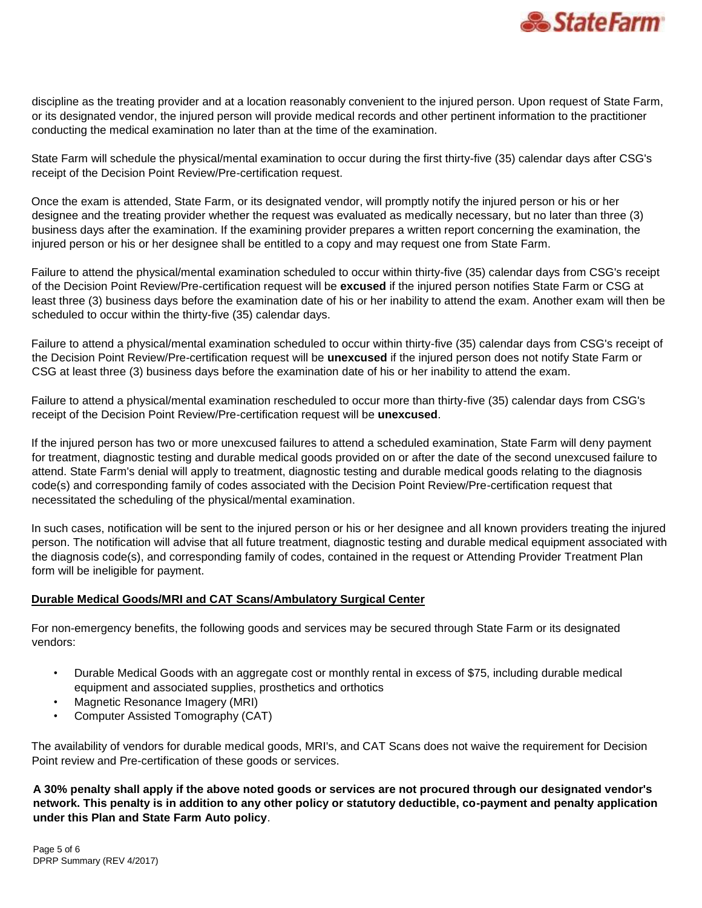discipline as the treating provider and at a location reasonably convenient to the injured person. Upon request of State Farm, or its designated vendor, the injured person will provide medical records and other pertinent information to the practitioner conducting the medical examination no later than at the time of the examination.

State Farm will schedule the physical/mental examination to occur during the first thirty-five (35) calendar days after CSG's receipt of the Decision Point Review/Pre-certification request.

Once the exam is attended, State Farm, or its designated vendor, will promptly notify the injured person or his or her designee and the treating provider whether the request was evaluated as medically necessary, but no later than three (3) business days after the examination. If the examining provider prepares a written report concerning the examination, the injured person or his or her designee shall be entitled to a copy and may request one from State Farm.

Failure to attend the physical/mental examination scheduled to occur within thirty-five (35) calendar days from CSG's receipt of the Decision Point Review/Pre-certification request will be **excused** if the injured person notifies State Farm or CSG at least three (3) business days before the examination date of his or her inability to attend the exam. Another exam will then be scheduled to occur within the thirty-five (35) calendar days.

Failure to attend a physical/mental examination scheduled to occur within thirty-five (35) calendar days from CSG's receipt of the Decision Point Review/Pre-certification request will be **unexcused** if the injured person does not notify State Farm or CSG at least three (3) business days before the examination date of his or her inability to attend the exam.

Failure to attend a physical/mental examination rescheduled to occur more than thirty-five (35) calendar days from CSG's receipt of the Decision Point Review/Pre-certification request will be **unexcused**.

If the injured person has two or more unexcused failures to attend a scheduled examination, State Farm will deny payment for treatment, diagnostic testing and durable medical goods provided on or after the date of the second unexcused failure to attend. State Farm's denial will apply to treatment, diagnostic testing and durable medical goods relating to the diagnosis code(s) and corresponding family of codes associated with the Decision Point Review/Pre-certification request that necessitated the scheduling of the physical/mental examination.

In such cases, notification will be sent to the injured person or his or her designee and all known providers treating the injured person. The notification will advise that all future treatment, diagnostic testing and durable medical equipment associated with the diagnosis code(s), and corresponding family of codes, contained in the request or Attending Provider Treatment Plan form will be ineligible for payment.

## Durable Medical Goods/MRI and CAT Scans/Ambulatory Surgical Center

For non-emergency benefits, the following goods and services may be secured through State Farm or its designated vendors:

- Durable Medical Goods with an aggregate cost or monthly rental in excess of $75, including durable medical equipment and associated supplies, prosthetics and orthotics
- Magnetic Resonance Imagery (MRI)
- Computer Assisted Tomography (CAT)

The availability of vendors for durable medical goods, MRI's, and CAT Scans does not waive the requirement for Decision Point review and Pre-certification of these goods or services.

**A 30% penalty shall apply if the above noted goods or services are not procured through our designated vendor's network. This penalty is in addition to any other policy or statutory deductible, co-payment and penalty application under this Plan and State Farm Auto policy**.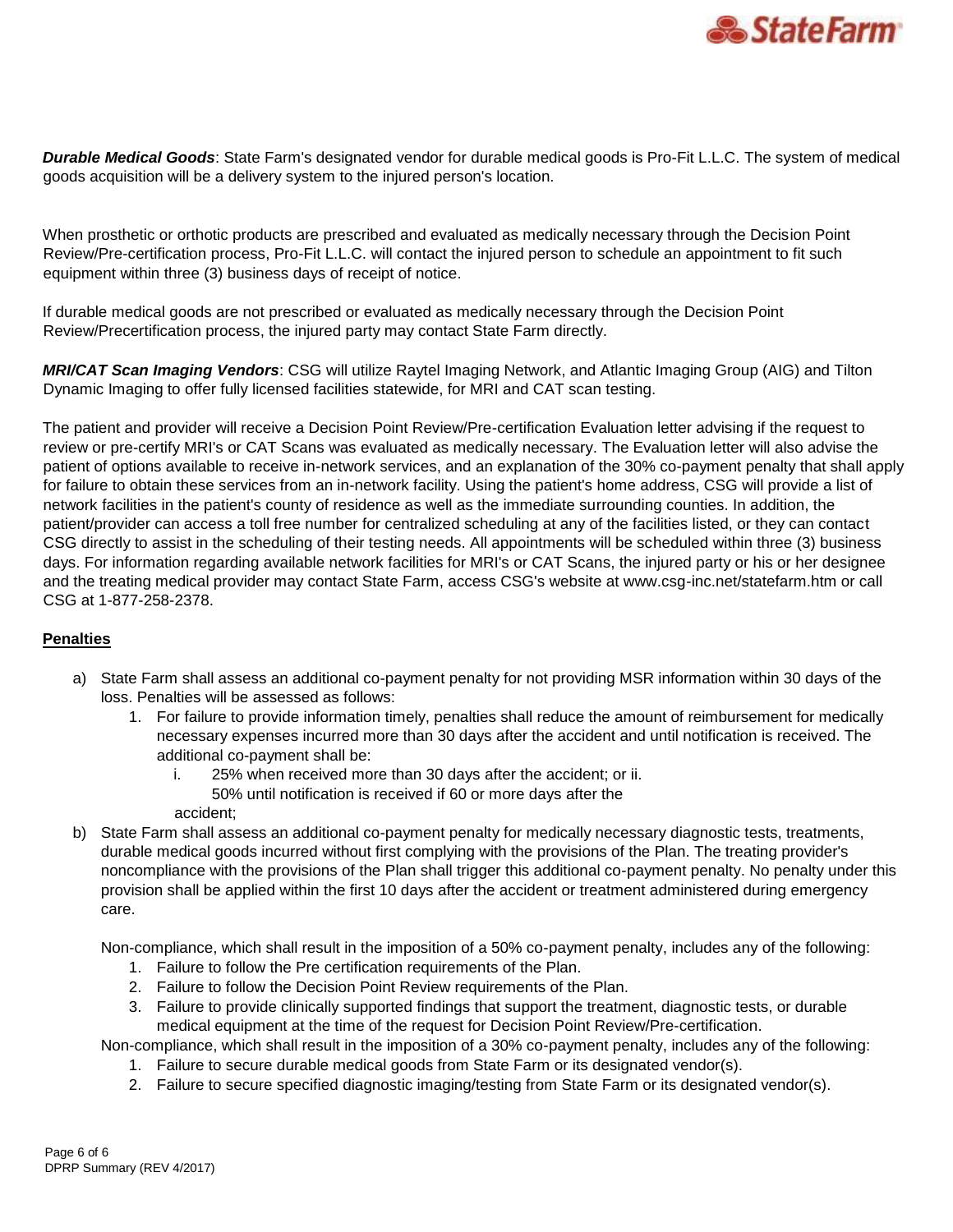***Durable Medical Goods***: State Farm's designated vendor for durable medical goods is Pro-Fit L.L.C. The system of medical goods acquisition will be a delivery system to the injured person's location.

When prosthetic or orthotic products are prescribed and evaluated as medically necessary through the Decision Point Review/Pre-certification process, Pro-Fit L.L.C. will contact the injured person to schedule an appointment to fit such equipment within three (3) business days of receipt of notice.

If durable medical goods are not prescribed or evaluated as medically necessary through the Decision Point Review/Precertification process, the injured party may contact State Farm directly.

***MRI/CAT Scan Imaging Vendors***: CSG will utilize Raytel Imaging Network, and Atlantic Imaging Group (AIG) and Tilton Dynamic Imaging to offer fully licensed facilities statewide, for MRI and CAT scan testing.

The patient and provider will receive a Decision Point Review/Pre-certification Evaluation letter advising if the request to review or pre-certify MRI's or CAT Scans was evaluated as medically necessary. The Evaluation letter will also advise the patient of options available to receive in-network services, and an explanation of the 30% co-payment penalty that shall apply for failure to obtain these services from an in-network facility. Using the patient's home address, CSG will provide a list of network facilities in the patient's county of residence as well as the immediate surrounding counties. In addition, the patient/provider can access a toll free number for centralized scheduling at any of the facilities listed, or they can contact CSG directly to assist in the scheduling of their testing needs. All appointments will be scheduled within three (3) business days. For information regarding available network facilities for MRI's or CAT Scans, the injured party or his or her designee and the treating medical provider may contact State Farm, access CSG's website at www.csg-inc.net/statefarm.htm or call CSG at 1-877-258-2378.

**Penalties**

a) State Farm shall assess an additional co-payment penalty for not providing MSR information within 30 days of the loss. Penalties will be assessed as follows:
   1. For failure to provide information timely, penalties shall reduce the amount of reimbursement for medically necessary expenses incurred more than 30 days after the accident and until notification is received. The additional co-payment shall be:
      i. 25% when received more than 30 days after the accident; or ii. 50% until notification is received if 60 or more days after the accident;
b) State Farm shall assess an additional co-payment penalty for medically necessary diagnostic tests, treatments, durable medical goods incurred without first complying with the provisions of the Plan. The treating provider's noncompliance with the provisions of the Plan shall trigger this additional co-payment penalty. No penalty under this provision shall be applied within the first 10 days after the accident or treatment administered during emergency care.

   Non-compliance, which shall result in the imposition of a 50% co-payment penalty, includes any of the following:
   1. Failure to follow the Pre certification requirements of the Plan.
   2. Failure to follow the Decision Point Review requirements of the Plan.
   3. Failure to provide clinically supported findings that support the treatment, diagnostic tests, or durable medical equipment at the time of the request for Decision Point Review/Pre-certification.

   Non-compliance, which shall result in the imposition of a 30% co-payment penalty, includes any of the following:
   1. Failure to secure durable medical goods from State Farm or its designated vendor(s).
   2. Failure to secure specified diagnostic imaging/testing from State Farm or its designated vendor(s).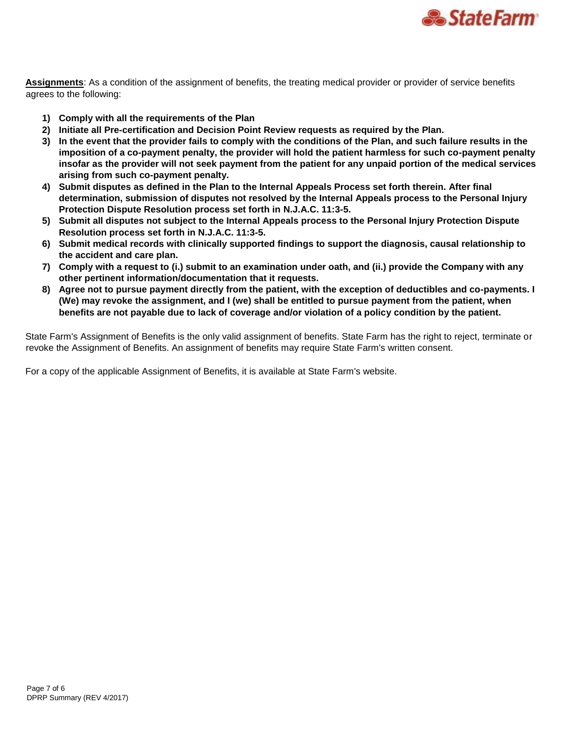**Assignments**: As a condition of the assignment of benefits, the treating medical provider or provider of service benefits agrees to the following:

1) **Comply with all the requirements of the Plan**
2) **Initiate all Pre-certification and Decision Point Review requests as required by the Plan.**
3) **In the event that the provider fails to comply with the conditions of the Plan, and such failure results in the imposition of a co-payment penalty, the provider will hold the patient harmless for such co-payment penalty insofar as the provider will not seek payment from the patient for any unpaid portion of the medical services arising from such co-payment penalty.**
4) **Submit disputes as defined in the Plan to the Internal Appeals Process set forth therein. After final determination, submission of disputes not resolved by the Internal Appeals process to the Personal Injury Protection Dispute Resolution process set forth in N.J.A.C. 11:3-5.**
5) **Submit all disputes not subject to the Internal Appeals process to the Personal Injury Protection Dispute Resolution process set forth in N.J.A.C. 11:3-5.**
6) **Submit medical records with clinically supported findings to support the diagnosis, causal relationship to the accident and care plan.**
7) **Comply with a request to (i.) submit to an examination under oath, and (ii.) provide the Company with any other pertinent information/documentation that it requests.**
8) **Agree not to pursue payment directly from the patient, with the exception of deductibles and co-payments. I (We) may revoke the assignment, and I (we) shall be entitled to pursue payment from the patient, when benefits are not payable due to lack of coverage and/or violation of a policy condition by the patient.**

State Farm's Assignment of Benefits is the only valid assignment of benefits. State Farm has the right to reject, terminate or revoke the Assignment of Benefits. An assignment of benefits may require State Farm's written consent.

For a copy of the applicable Assignment of Benefits, it is available at State Farm's website.

DPRP Summary (REV 4/2017)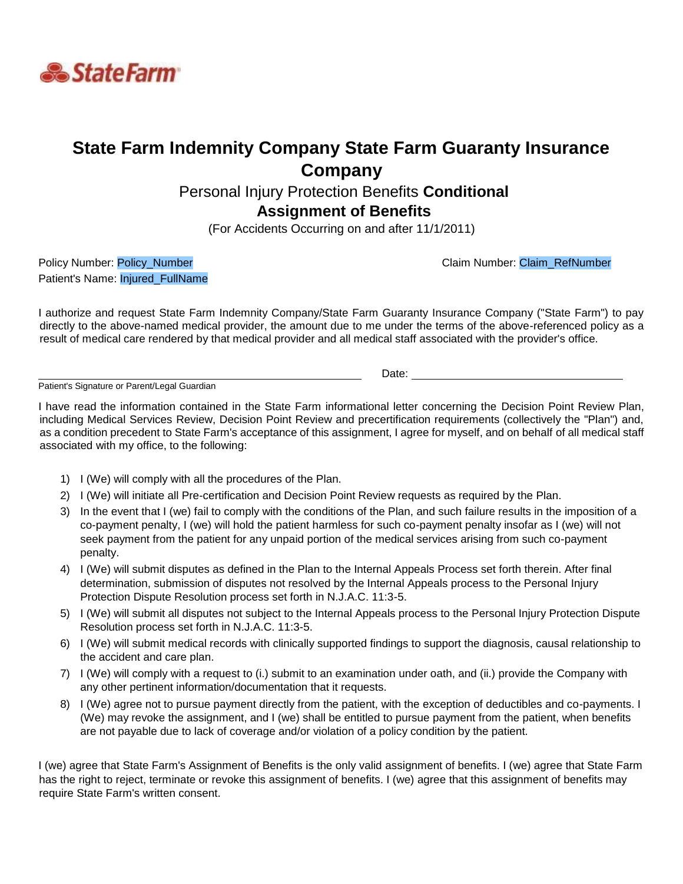StateFarm

# State Farm Indemnity Company State Farm Guaranty Insurance Company

## Personal Injury Protection Benefits **Conditional Assignment of Benefits**

(For Accidents Occurring on and after 11/1/2011)

Policy Number: Policy_Number                                                    Claim Number: Claim_RefNumber

Patient's Name: Injured_FullName

I authorize and request State Farm Indemnity Company/State Farm Guaranty Insurance Company ("State Farm") to pay directly to the above-named medical provider, the amount due to me under the terms of the above-referenced policy as a result of medical care rendered by that medical provider and all medical staff associated with the provider's office.

\_\_\_\_\_\_\_\_\_\_\_\_\_\_\_\_\_\_\_\_\_\_\_\_\_\_\_\_\_\_\_\_\_\_\_\_\_\_\_\_\_\_\_\_ Date: \_\_\_\_\_\_\_\_\_\_\_\_\_\_\_\_\_\_\_\_\_\_\_\_\_\_\_\_

Patient's Signature or Parent/Legal Guardian

I have read the information contained in the State Farm informational letter concerning the Decision Point Review Plan, including Medical Services Review, Decision Point Review and precertification requirements (collectively the "Plan") and, as a condition precedent to State Farm's acceptance of this assignment, I agree for myself, and on behalf of all medical staff associated with my office, to the following:

1) I (We) will comply with all the procedures of the Plan.
2) I (We) will initiate all Pre-certification and Decision Point Review requests as required by the Plan.
3) In the event that I (we) fail to comply with the conditions of the Plan, and such failure results in the imposition of a co-payment penalty, I (we) will hold the patient harmless for such co-payment penalty insofar as I (we) will not seek payment from the patient for any unpaid portion of the medical services arising from such co-payment penalty.
4) I (We) will submit disputes as defined in the Plan to the Internal Appeals Process set forth therein. After final determination, submission of disputes not resolved by the Internal Appeals process to the Personal Injury Protection Dispute Resolution process set forth in N.J.A.C. 11:3-5.
5) I (We) will submit all disputes not subject to the Internal Appeals process to the Personal Injury Protection Dispute Resolution process set forth in N.J.A.C. 11:3-5.
6) I (We) will submit medical records with clinically supported findings to support the diagnosis, causal relationship to the accident and care plan.
7) I (We) will comply with a request to (i.) submit to an examination under oath, and (ii.) provide the Company with any other pertinent information/documentation that it requests.
8) I (We) agree not to pursue payment directly from the patient, with the exception of deductibles and co-payments. I (We) may revoke the assignment, and I (we) shall be entitled to pursue payment from the patient, when benefits are not payable due to lack of coverage and/or violation of a policy condition by the patient.

I (we) agree that State Farm's Assignment of Benefits is the only valid assignment of benefits. I (we) agree that State Farm has the right to reject, terminate or revoke this assignment of benefits. I (we) agree that this assignment of benefits may require State Farm's written consent.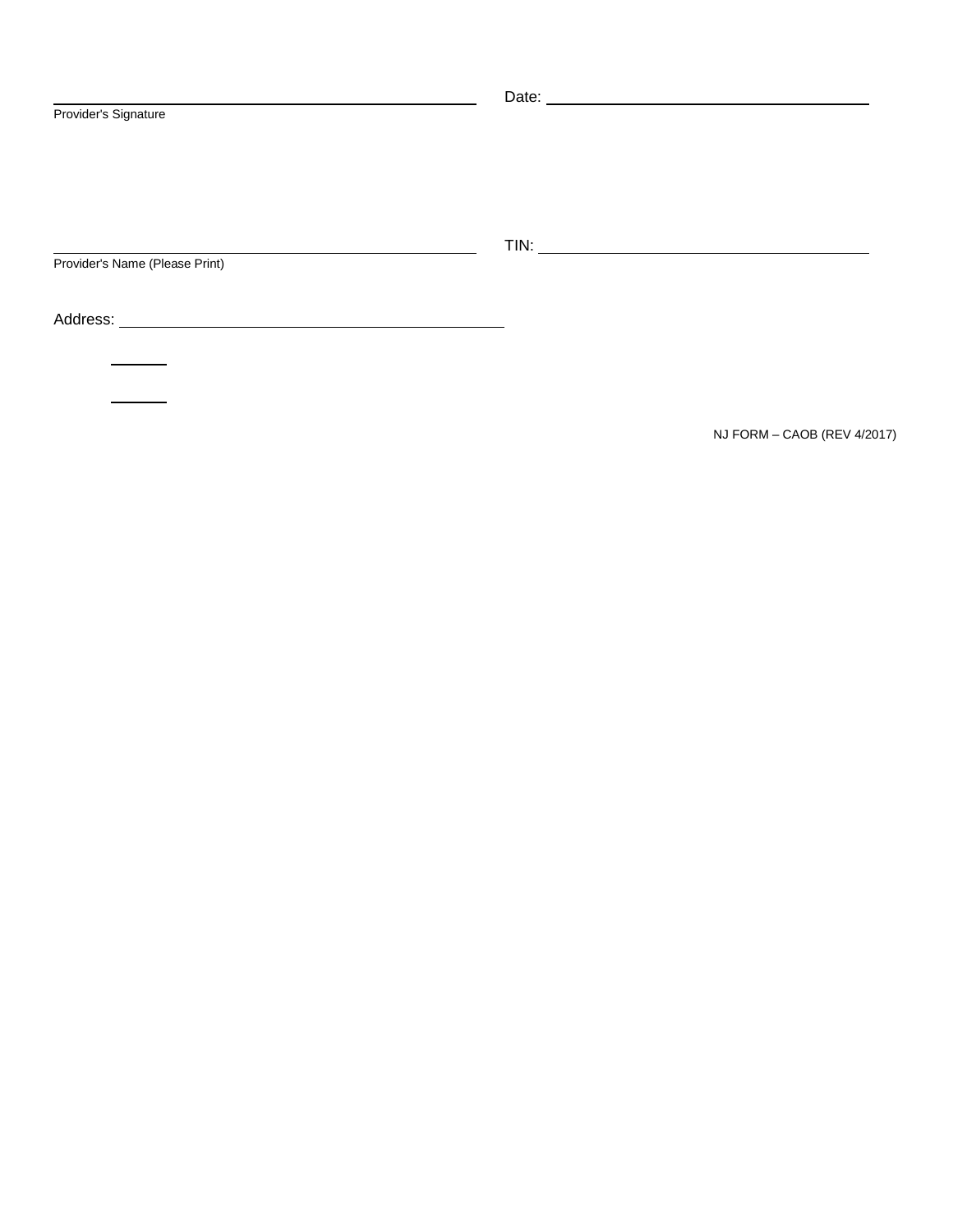\_\_\_\_\_\_\_\_\_\_\_\_\_\_\_\_\_\_\_\_\_\_\_\_\_\_\_\_\_\_\_\_\_\_\_\_\_\_\_\_ Date: \_\_\_\_\_\_\_\_\_\_\_\_\_\_\_\_\_\_\_\_\_\_\_\_\_\_\_\_\_\_\_\_

Provider's Signature

\_\_\_\_\_\_\_\_\_\_\_\_\_\_\_\_\_\_\_\_\_\_\_\_\_\_\_\_\_\_\_\_\_\_\_\_\_\_\_\_ TIN: \_\_\_\_\_\_\_\_\_\_\_\_\_\_\_\_\_\_\_\_\_\_\_\_\_\_\_\_\_\_\_\_

Provider's Name (Please Print)

Address: \_\_\_\_\_\_\_\_\_\_\_\_\_\_\_\_\_\_\_\_\_\_\_\_\_\_\_\_\_\_\_\_\_\_\_\_\_\_\_\_

\_\_\_\_\_\_

\_\_\_\_\_\_

NJ FORM – CAOB (REV 4/2017)